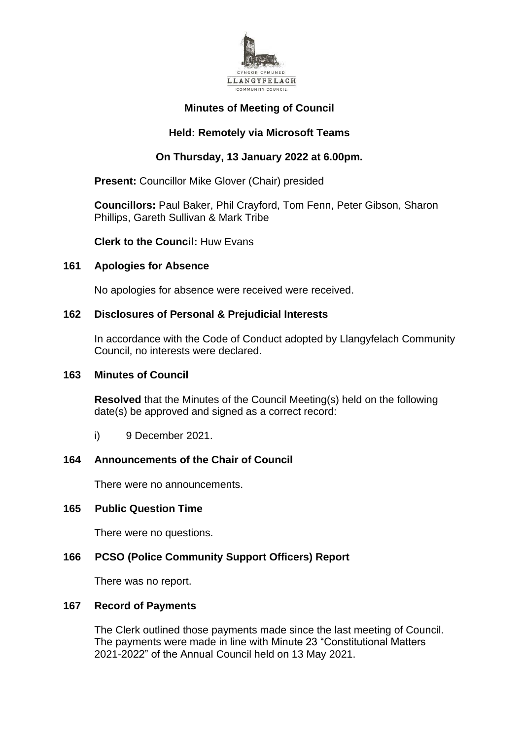# Minutes of Meeting of Council

## Held: Remotely via Microsoft Teams

## On Thursday, 13 January 2022 at 6.00pm.

**Present:** Councillor Mike Glover (Chair) presided

**Councillors:** Paul Baker, Phil Crayford, Tom Fenn, Peter Gibson, Sharon Phillips, Gareth Sullivan & Mark Tribe

**Clerk to the Council:** Huw Evans

### 161 Apologies for Absence

No apologies for absence were received were received.

### 162 Disclosures of Personal & Prejudicial Interests

In accordance with the Code of Conduct adopted by Llangyfelach Community Council, no interests were declared.

### 163 Minutes of Council

**Resolved** that the Minutes of the Council Meeting(s) held on the following date(s) be approved and signed as a correct record:

i) 9 December 2021.

### 164 Announcements of the Chair of Council

There were no announcements.

### 165 Public Question Time

There were no questions.

### 166 PCSO (Police Community Support Officers) Report

There was no report.

### 167 Record of Payments

The Clerk outlined those payments made since the last meeting of Council. The payments were made in line with Minute 23 "Constitutional Matters 2021-2022" of the Annual Council held on 13 May 2021.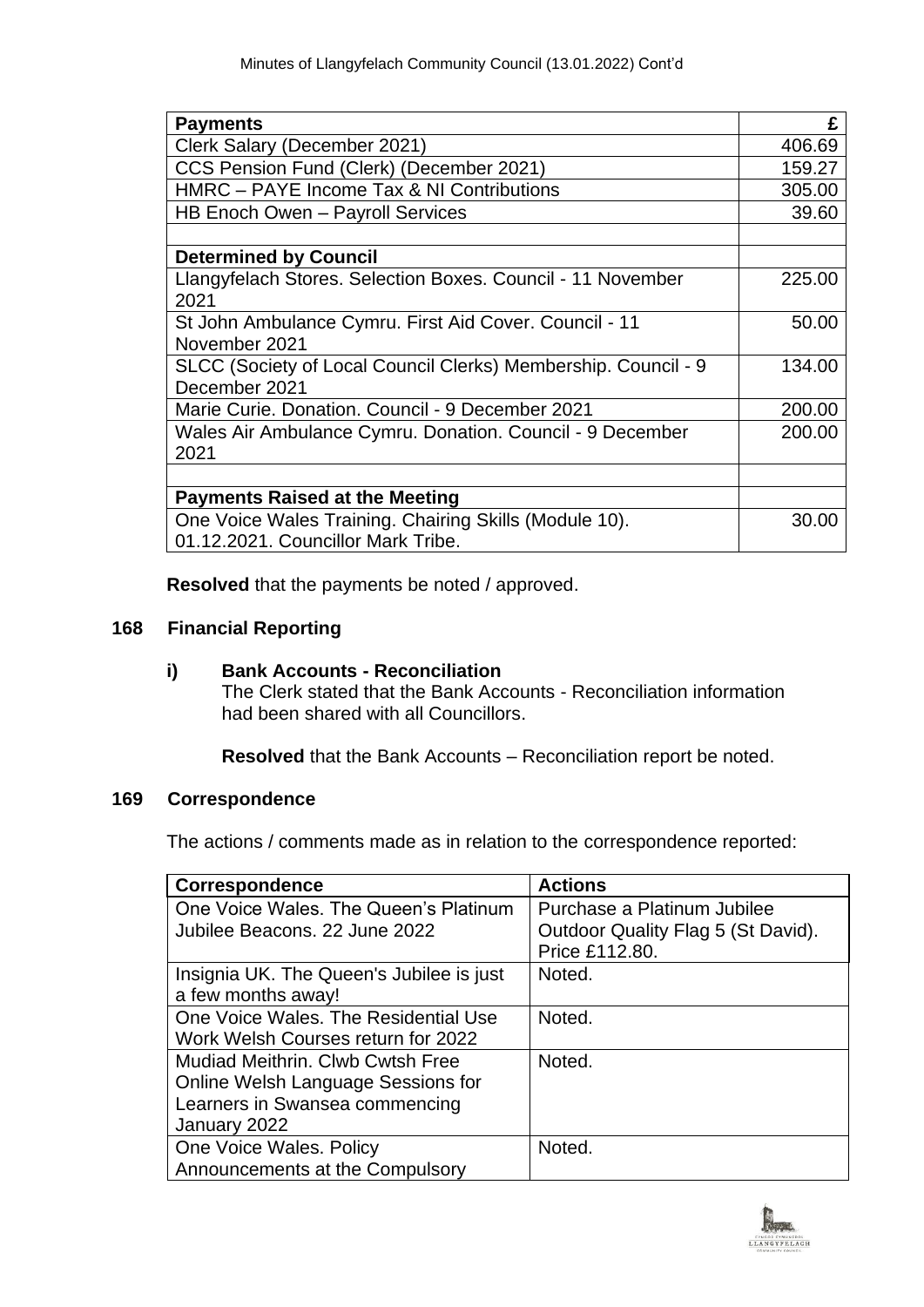| Payments | £ |
|---|---|
| Clerk Salary (December 2021) | 406.69 |
| CCS Pension Fund (Clerk) (December 2021) | 159.27 |
| HMRC – PAYE Income Tax & NI Contributions | 305.00 |
| HB Enoch Owen – Payroll Services | 39.60 |
| | |
| **Determined by Council** | |
| Llangyfelach Stores. Selection Boxes. Council - 11 November 2021 | 225.00 |
| St John Ambulance Cymru. First Aid Cover. Council - 11 November 2021 | 50.00 |
| SLCC (Society of Local Council Clerks) Membership. Council - 9 December 2021 | 134.00 |
| Marie Curie. Donation. Council - 9 December 2021 | 200.00 |
| Wales Air Ambulance Cymru. Donation. Council - 9 December 2021 | 200.00 |
| | |
| **Payments Raised at the Meeting** | |
| One Voice Wales Training. Chairing Skills (Module 10). 01.12.2021. Councillor Mark Tribe. | 30.00 |

**Resolved** that the payments be noted / approved.

## 168 Financial Reporting

### i) Bank Accounts - Reconciliation

The Clerk stated that the Bank Accounts - Reconciliation information had been shared with all Councillors.

**Resolved** that the Bank Accounts – Reconciliation report be noted.

## 169 Correspondence

The actions / comments made as in relation to the correspondence reported:

| Correspondence | Actions |
|---|---|
| One Voice Wales. The Queen's Platinum Jubilee Beacons. 22 June 2022 | Purchase a Platinum Jubilee Outdoor Quality Flag 5 (St David). Price £112.80. |
| Insignia UK. The Queen's Jubilee is just a few months away! | Noted. |
| One Voice Wales. The Residential Use Work Welsh Courses return for 2022 | Noted. |
| Mudiad Meithrin. Clwb Cwtsh Free Online Welsh Language Sessions for Learners in Swansea commencing January 2022 | Noted. |
| One Voice Wales. Policy Announcements at the Compulsory | Noted. |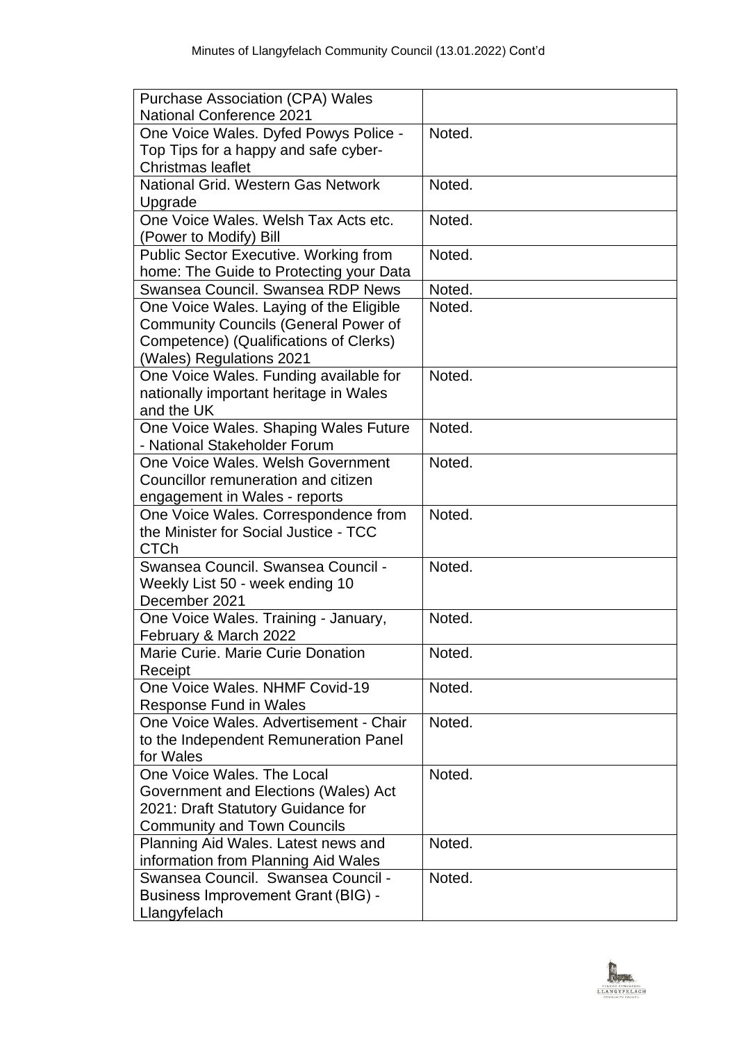| | |
|---|---|
| Purchase Association (CPA) Wales National Conference 2021 | |
| One Voice Wales. Dyfed Powys Police - Top Tips for a happy and safe cyber-Christmas leaflet | Noted. |
| National Grid. Western Gas Network Upgrade | Noted. |
| One Voice Wales. Welsh Tax Acts etc. (Power to Modify) Bill | Noted. |
| Public Sector Executive. Working from home: The Guide to Protecting your Data | Noted. |
| Swansea Council. Swansea RDP News | Noted. |
| One Voice Wales. Laying of the Eligible Community Councils (General Power of Competence) (Qualifications of Clerks) (Wales) Regulations 2021 | Noted. |
| One Voice Wales. Funding available for nationally important heritage in Wales and the UK | Noted. |
| One Voice Wales. Shaping Wales Future - National Stakeholder Forum | Noted. |
| One Voice Wales. Welsh Government Councillor remuneration and citizen engagement in Wales - reports | Noted. |
| One Voice Wales. Correspondence from the Minister for Social Justice - TCC CTCh | Noted. |
| Swansea Council. Swansea Council - Weekly List 50 - week ending 10 December 2021 | Noted. |
| One Voice Wales. Training - January, February & March 2022 | Noted. |
| Marie Curie. Marie Curie Donation Receipt | Noted. |
| One Voice Wales. NHMF Covid-19 Response Fund in Wales | Noted. |
| One Voice Wales. Advertisement - Chair to the Independent Remuneration Panel for Wales | Noted. |
| One Voice Wales. The Local Government and Elections (Wales) Act 2021: Draft Statutory Guidance for Community and Town Councils | Noted. |
| Planning Aid Wales. Latest news and information from Planning Aid Wales | Noted. |
| Swansea Council. Swansea Council - Business Improvement Grant (BIG) - Llangyfelach | Noted. |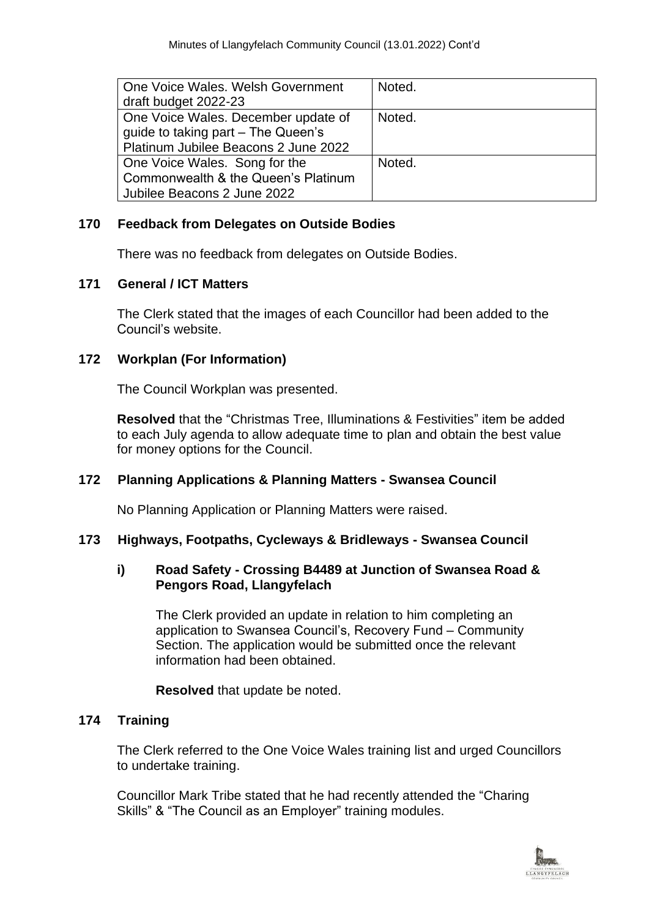| One Voice Wales. Welsh Government draft budget 2022-23 | Noted. |
|---|---|
| One Voice Wales. December update of guide to taking part – The Queen's Platinum Jubilee Beacons 2 June 2022 | Noted. |
| One Voice Wales. Song for the Commonwealth & the Queen's Platinum Jubilee Beacons 2 June 2022 | Noted. |

## 170 Feedback from Delegates on Outside Bodies

There was no feedback from delegates on Outside Bodies.

## 171 General / ICT Matters

The Clerk stated that the images of each Councillor had been added to the Council's website.

## 172 Workplan (For Information)

The Council Workplan was presented.

**Resolved** that the "Christmas Tree, Illuminations & Festivities" item be added to each July agenda to allow adequate time to plan and obtain the best value for money options for the Council.

## 172 Planning Applications & Planning Matters - Swansea Council

No Planning Application or Planning Matters were raised.

## 173 Highways, Footpaths, Cycleways & Bridleways - Swansea Council

### i) Road Safety - Crossing B4489 at Junction of Swansea Road & Pengors Road, Llangyfelach

The Clerk provided an update in relation to him completing an application to Swansea Council's, Recovery Fund – Community Section. The application would be submitted once the relevant information had been obtained.

**Resolved** that update be noted.

## 174 Training

The Clerk referred to the One Voice Wales training list and urged Councillors to undertake training.

Councillor Mark Tribe stated that he had recently attended the "Charing Skills" & "The Council as an Employer" training modules.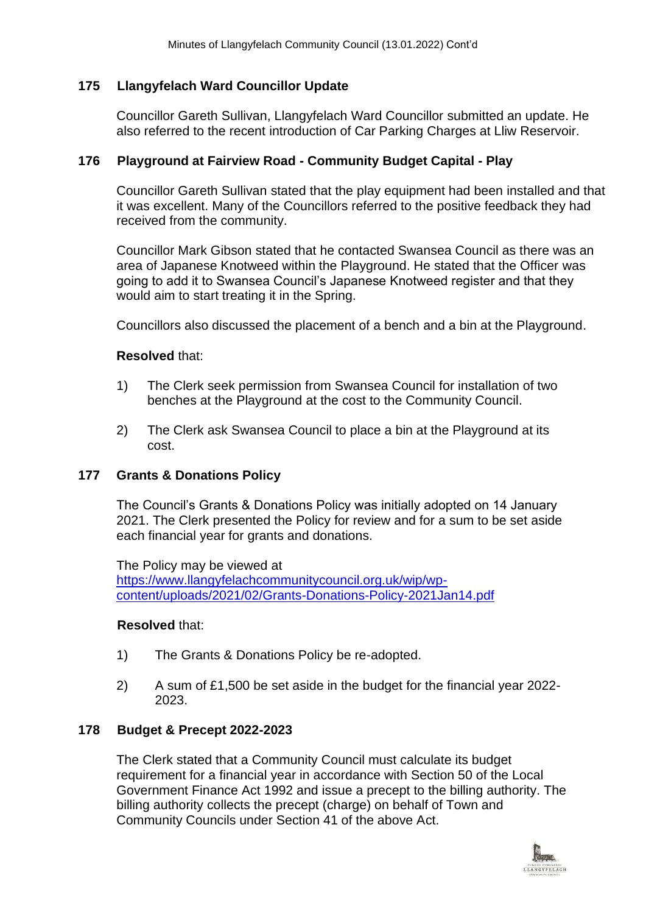## 175 Llangyfelach Ward Councillor Update

Councillor Gareth Sullivan, Llangyfelach Ward Councillor submitted an update. He also referred to the recent introduction of Car Parking Charges at Lliw Reservoir.

## 176 Playground at Fairview Road - Community Budget Capital - Play

Councillor Gareth Sullivan stated that the play equipment had been installed and that it was excellent. Many of the Councillors referred to the positive feedback they had received from the community.

Councillor Mark Gibson stated that he contacted Swansea Council as there was an area of Japanese Knotweed within the Playground. He stated that the Officer was going to add it to Swansea Council's Japanese Knotweed register and that they would aim to start treating it in the Spring.

Councillors also discussed the placement of a bench and a bin at the Playground.

**Resolved** that:

1) The Clerk seek permission from Swansea Council for installation of two benches at the Playground at the cost to the Community Council.

2) The Clerk ask Swansea Council to place a bin at the Playground at its cost.

## 177 Grants & Donations Policy

The Council's Grants & Donations Policy was initially adopted on 14 January 2021. The Clerk presented the Policy for review and for a sum to be set aside each financial year for grants and donations.

The Policy may be viewed at [https://www.llangyfelachcommunitycouncil.org.uk/wip/wp-content/uploads/2021/02/Grants-Donations-Policy-2021Jan14.pdf](https://www.llangyfelachcommunitycouncil.org.uk/wip/wp-content/uploads/2021/02/Grants-Donations-Policy-2021Jan14.pdf)

**Resolved** that:

1) The Grants & Donations Policy be re-adopted.

2) A sum of £1,500 be set aside in the budget for the financial year 2022-2023.

## 178 Budget & Precept 2022-2023

The Clerk stated that a Community Council must calculate its budget requirement for a financial year in accordance with Section 50 of the Local Government Finance Act 1992 and issue a precept to the billing authority. The billing authority collects the precept (charge) on behalf of Town and Community Councils under Section 41 of the above Act.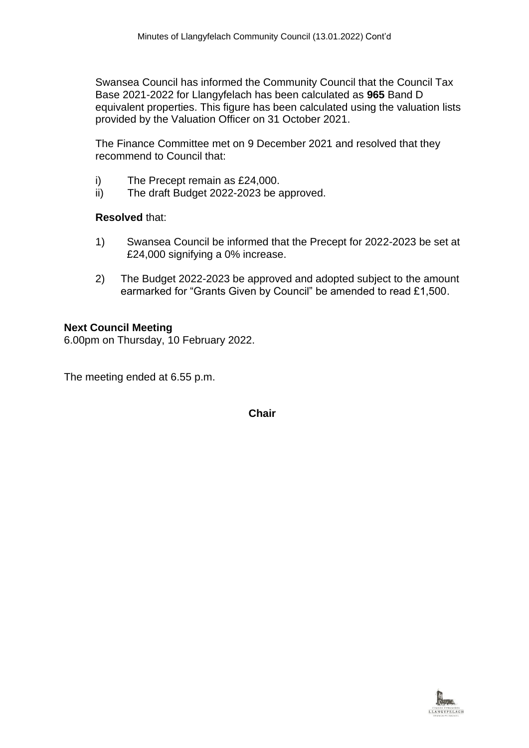Swansea Council has informed the Community Council that the Council Tax Base 2021-2022 for Llangyfelach has been calculated as **965** Band D equivalent properties. This figure has been calculated using the valuation lists provided by the Valuation Officer on 31 October 2021.

The Finance Committee met on 9 December 2021 and resolved that they recommend to Council that:

i) The Precept remain as £24,000.
ii) The draft Budget 2022-2023 be approved.

**Resolved** that:

1) Swansea Council be informed that the Precept for 2022-2023 be set at £24,000 signifying a 0% increase.

2) The Budget 2022-2023 be approved and adopted subject to the amount earmarked for "Grants Given by Council" be amended to read £1,500.

**Next Council Meeting**
6.00pm on Thursday, 10 February 2022.

The meeting ended at 6.55 p.m.

**Chair**